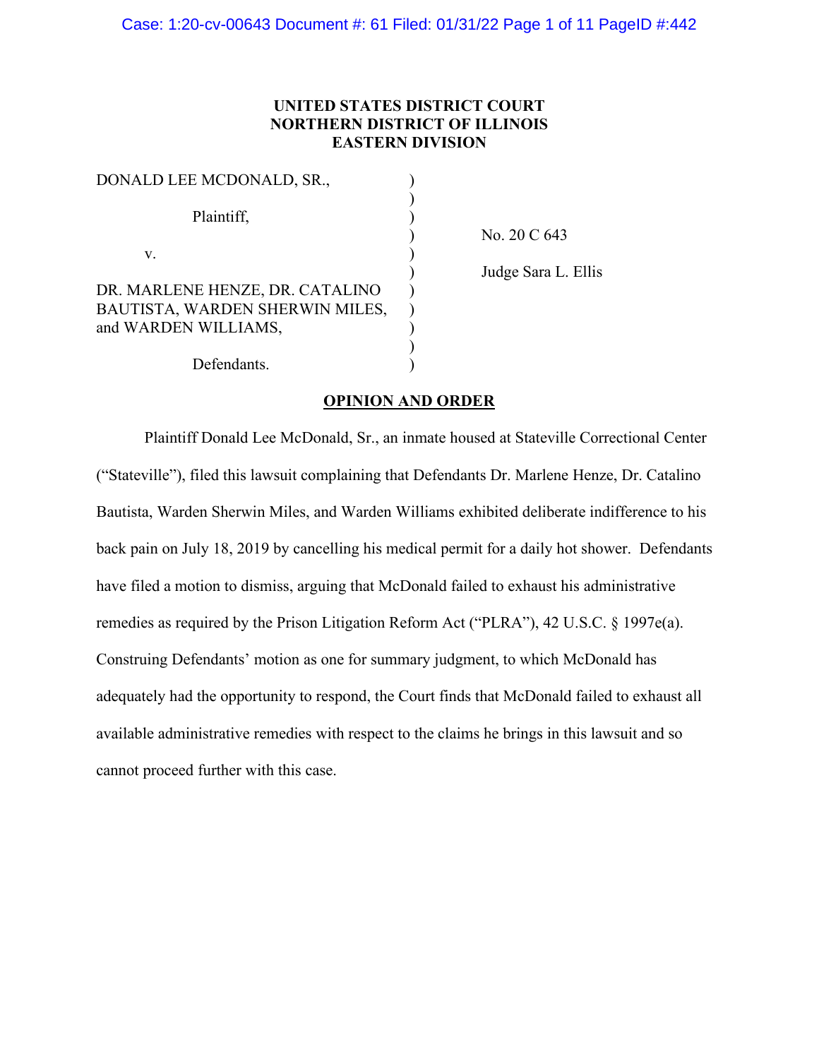**UNITED STATES DISTRICT COURT**
**NORTHERN DISTRICT OF ILLINOIS**
**EASTERN DIVISION**

| | | |
|---|---|---|
| DONALD LEE MCDONALD, SR., | ) | |
| | ) | |
| Plaintiff, | ) | |
| | ) | No. 20 C 643 |
| v. | ) | |
| | ) | Judge Sara L. Ellis |
| DR. MARLENE HENZE, DR. CATALINO BAUTISTA, WARDEN SHERWIN MILES, and WARDEN WILLIAMS, | ) | |
| | ) | |
| Defendants. | ) | |

**OPINION AND ORDER**

Plaintiff Donald Lee McDonald, Sr., an inmate housed at Stateville Correctional Center ("Stateville"), filed this lawsuit complaining that Defendants Dr. Marlene Henze, Dr. Catalino Bautista, Warden Sherwin Miles, and Warden Williams exhibited deliberate indifference to his back pain on July 18, 2019 by cancelling his medical permit for a daily hot shower. Defendants have filed a motion to dismiss, arguing that McDonald failed to exhaust his administrative remedies as required by the Prison Litigation Reform Act ("PLRA"), 42 U.S.C. § 1997e(a). Construing Defendants' motion as one for summary judgment, to which McDonald has adequately had the opportunity to respond, the Court finds that McDonald failed to exhaust all available administrative remedies with respect to the claims he brings in this lawsuit and so cannot proceed further with this case.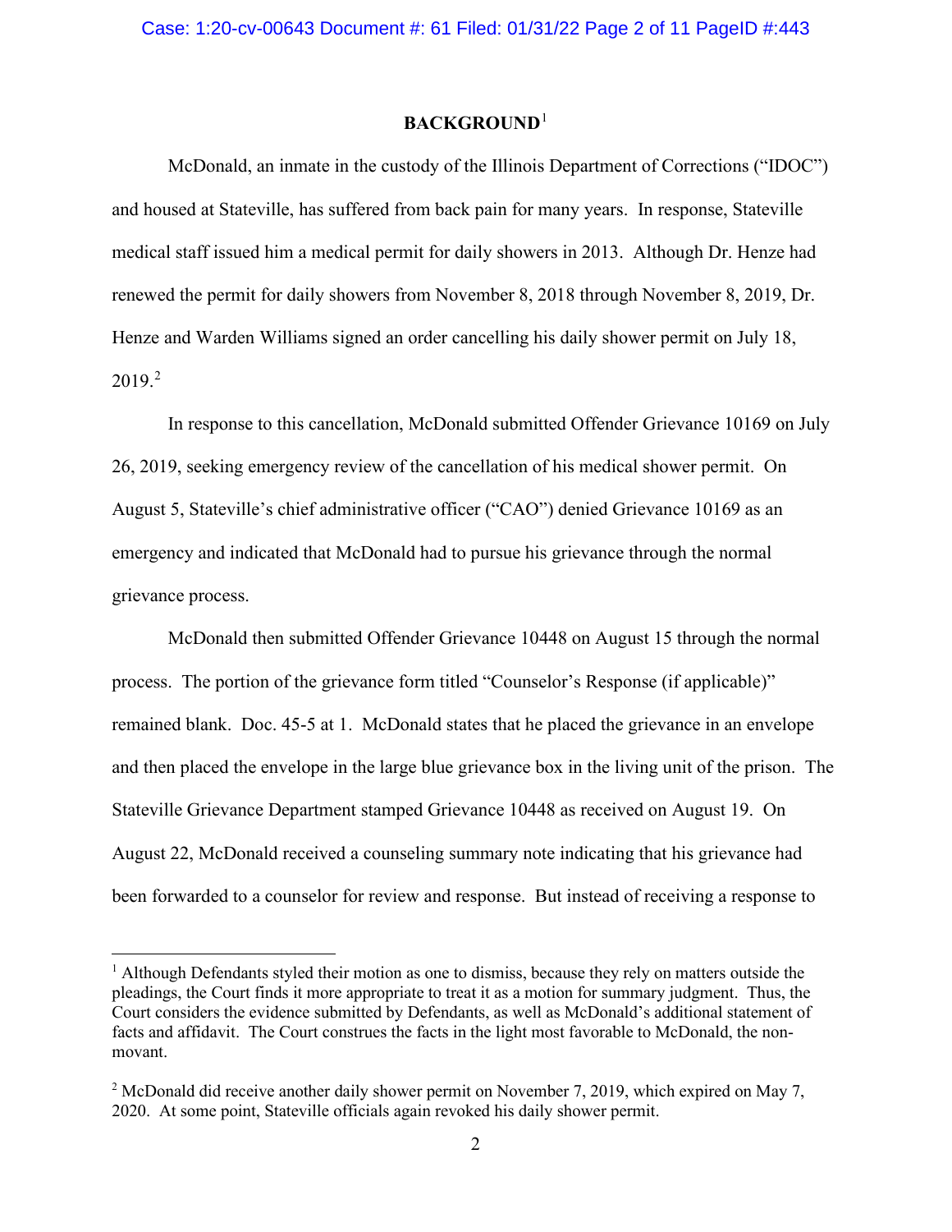## BACKGROUND[1]

McDonald, an inmate in the custody of the Illinois Department of Corrections ("IDOC") and housed at Stateville, has suffered from back pain for many years. In response, Stateville medical staff issued him a medical permit for daily showers in 2013. Although Dr. Henze had renewed the permit for daily showers from November 8, 2018 through November 8, 2019, Dr. Henze and Warden Williams signed an order cancelling his daily shower permit on July 18, 2019.[2]

In response to this cancellation, McDonald submitted Offender Grievance 10169 on July 26, 2019, seeking emergency review of the cancellation of his medical shower permit. On August 5, Stateville's chief administrative officer ("CAO") denied Grievance 10169 as an emergency and indicated that McDonald had to pursue his grievance through the normal grievance process.

McDonald then submitted Offender Grievance 10448 on August 15 through the normal process. The portion of the grievance form titled "Counselor's Response (if applicable)" remained blank. Doc. 45-5 at 1. McDonald states that he placed the grievance in an envelope and then placed the envelope in the large blue grievance box in the living unit of the prison. The Stateville Grievance Department stamped Grievance 10448 as received on August 19. On August 22, McDonald received a counseling summary note indicating that his grievance had been forwarded to a counselor for review and response. But instead of receiving a response to

---

[1] Although Defendants styled their motion as one to dismiss, because they rely on matters outside the pleadings, the Court finds it more appropriate to treat it as a motion for summary judgment. Thus, the Court considers the evidence submitted by Defendants, as well as McDonald's additional statement of facts and affidavit. The Court construes the facts in the light most favorable to McDonald, the non-movant.

[2] McDonald did receive another daily shower permit on November 7, 2019, which expired on May 7, 2020. At some point, Stateville officials again revoked his daily shower permit.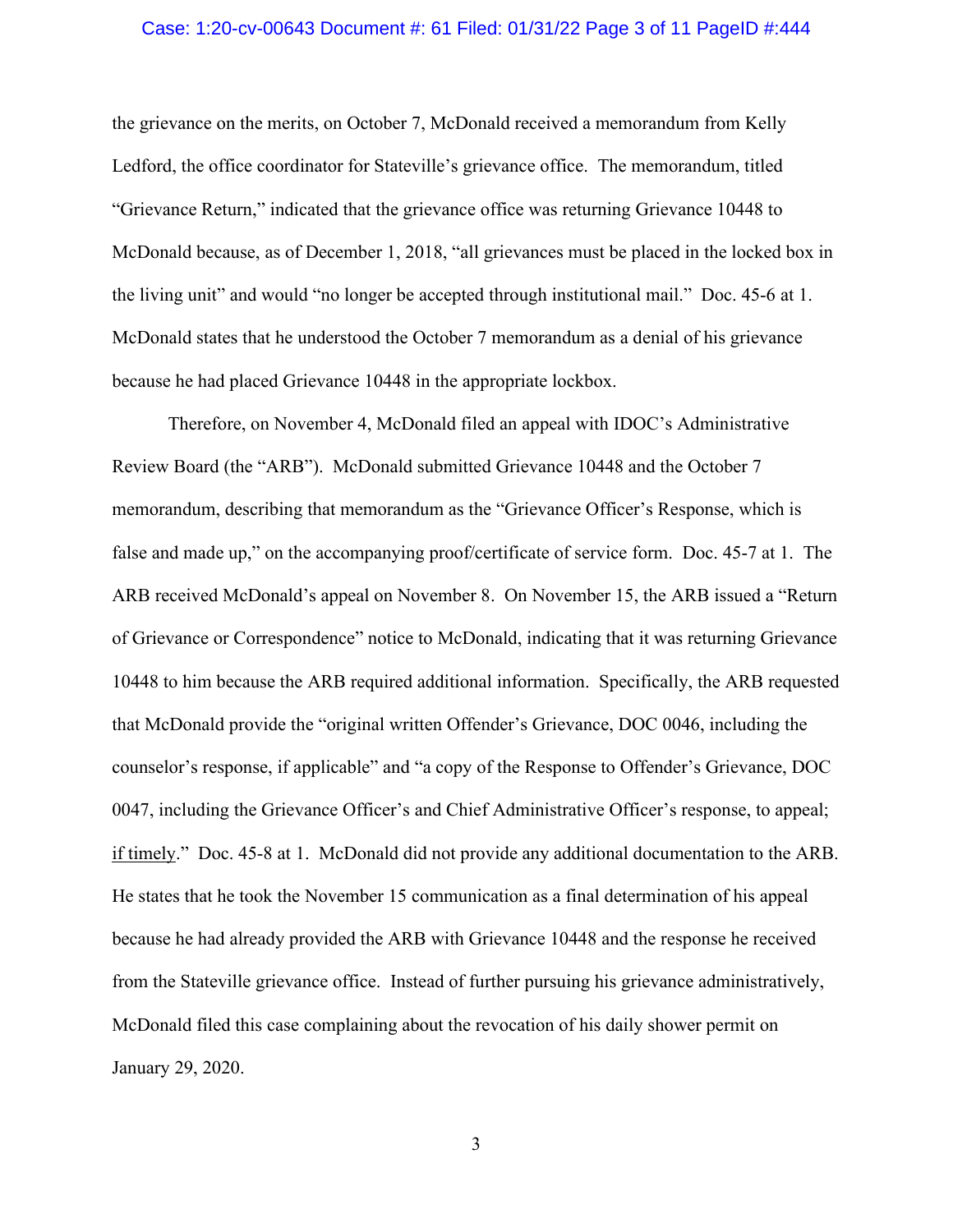the grievance on the merits, on October 7, McDonald received a memorandum from Kelly Ledford, the office coordinator for Stateville's grievance office. The memorandum, titled "Grievance Return," indicated that the grievance office was returning Grievance 10448 to McDonald because, as of December 1, 2018, "all grievances must be placed in the locked box in the living unit" and would "no longer be accepted through institutional mail." Doc. 45-6 at 1. McDonald states that he understood the October 7 memorandum as a denial of his grievance because he had placed Grievance 10448 in the appropriate lockbox.

Therefore, on November 4, McDonald filed an appeal with IDOC's Administrative Review Board (the "ARB"). McDonald submitted Grievance 10448 and the October 7 memorandum, describing that memorandum as the "Grievance Officer's Response, which is false and made up," on the accompanying proof/certificate of service form. Doc. 45-7 at 1. The ARB received McDonald's appeal on November 8. On November 15, the ARB issued a "Return of Grievance or Correspondence" notice to McDonald, indicating that it was returning Grievance 10448 to him because the ARB required additional information. Specifically, the ARB requested that McDonald provide the "original written Offender's Grievance, DOC 0046, including the counselor's response, if applicable" and "a copy of the Response to Offender's Grievance, DOC 0047, including the Grievance Officer's and Chief Administrative Officer's response, to appeal; <u>if timely</u>." Doc. 45-8 at 1. McDonald did not provide any additional documentation to the ARB. He states that he took the November 15 communication as a final determination of his appeal because he had already provided the ARB with Grievance 10448 and the response he received from the Stateville grievance office. Instead of further pursuing his grievance administratively, McDonald filed this case complaining about the revocation of his daily shower permit on January 29, 2020.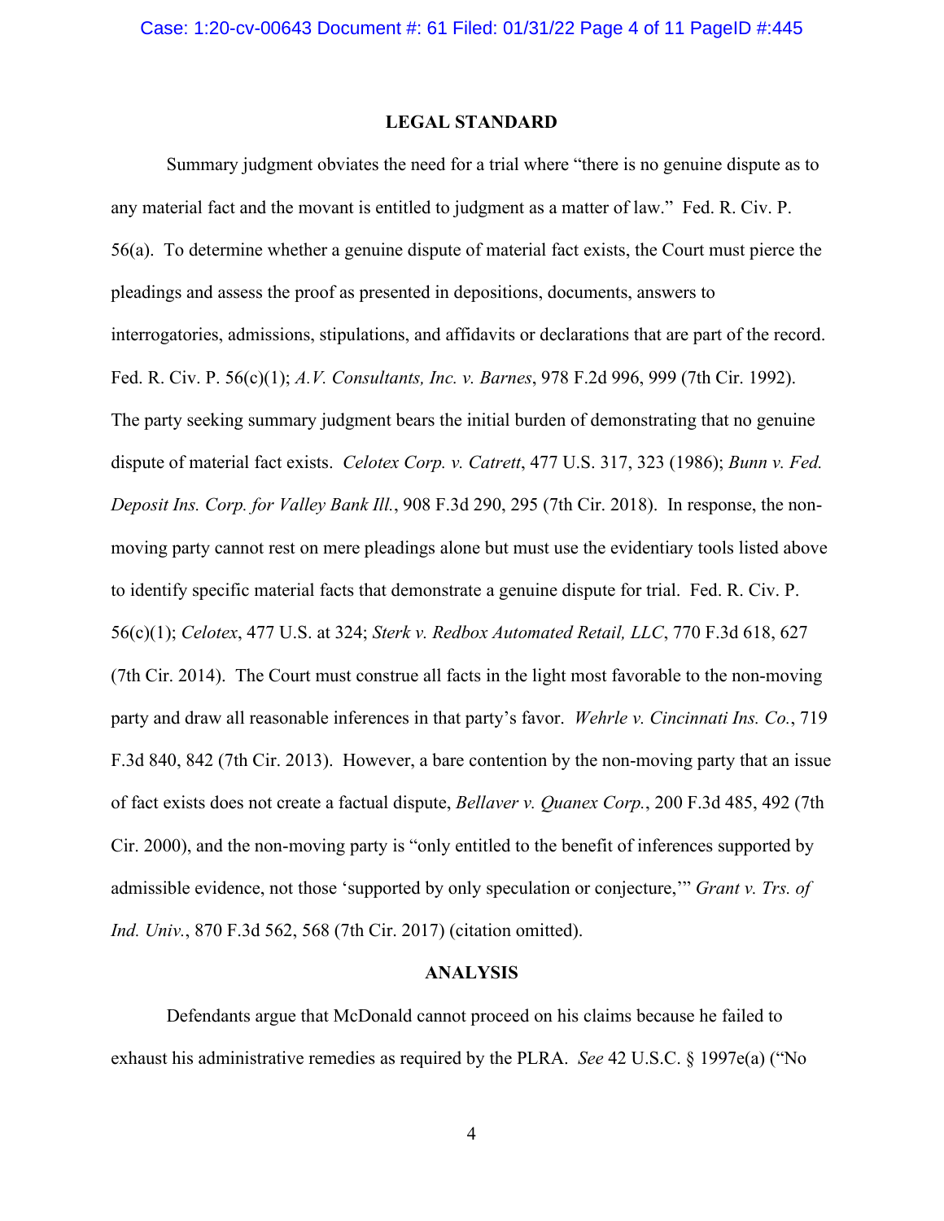## LEGAL STANDARD

Summary judgment obviates the need for a trial where "there is no genuine dispute as to any material fact and the movant is entitled to judgment as a matter of law." Fed. R. Civ. P. 56(a). To determine whether a genuine dispute of material fact exists, the Court must pierce the pleadings and assess the proof as presented in depositions, documents, answers to interrogatories, admissions, stipulations, and affidavits or declarations that are part of the record. Fed. R. Civ. P. 56(c)(1); *A.V. Consultants, Inc. v. Barnes*, 978 F.2d 996, 999 (7th Cir. 1992). The party seeking summary judgment bears the initial burden of demonstrating that no genuine dispute of material fact exists. *Celotex Corp. v. Catrett*, 477 U.S. 317, 323 (1986); *Bunn v. Fed. Deposit Ins. Corp. for Valley Bank Ill.*, 908 F.3d 290, 295 (7th Cir. 2018). In response, the non-moving party cannot rest on mere pleadings alone but must use the evidentiary tools listed above to identify specific material facts that demonstrate a genuine dispute for trial. Fed. R. Civ. P. 56(c)(1); *Celotex*, 477 U.S. at 324; *Sterk v. Redbox Automated Retail, LLC*, 770 F.3d 618, 627 (7th Cir. 2014). The Court must construe all facts in the light most favorable to the non-moving party and draw all reasonable inferences in that party's favor. *Wehrle v. Cincinnati Ins. Co.*, 719 F.3d 840, 842 (7th Cir. 2013). However, a bare contention by the non-moving party that an issue of fact exists does not create a factual dispute, *Bellaver v. Quanex Corp.*, 200 F.3d 485, 492 (7th Cir. 2000), and the non-moving party is "only entitled to the benefit of inferences supported by admissible evidence, not those 'supported by only speculation or conjecture,'" *Grant v. Trs. of Ind. Univ.*, 870 F.3d 562, 568 (7th Cir. 2017) (citation omitted).

## ANALYSIS

Defendants argue that McDonald cannot proceed on his claims because he failed to exhaust his administrative remedies as required by the PLRA. *See* 42 U.S.C. § 1997e(a) ("No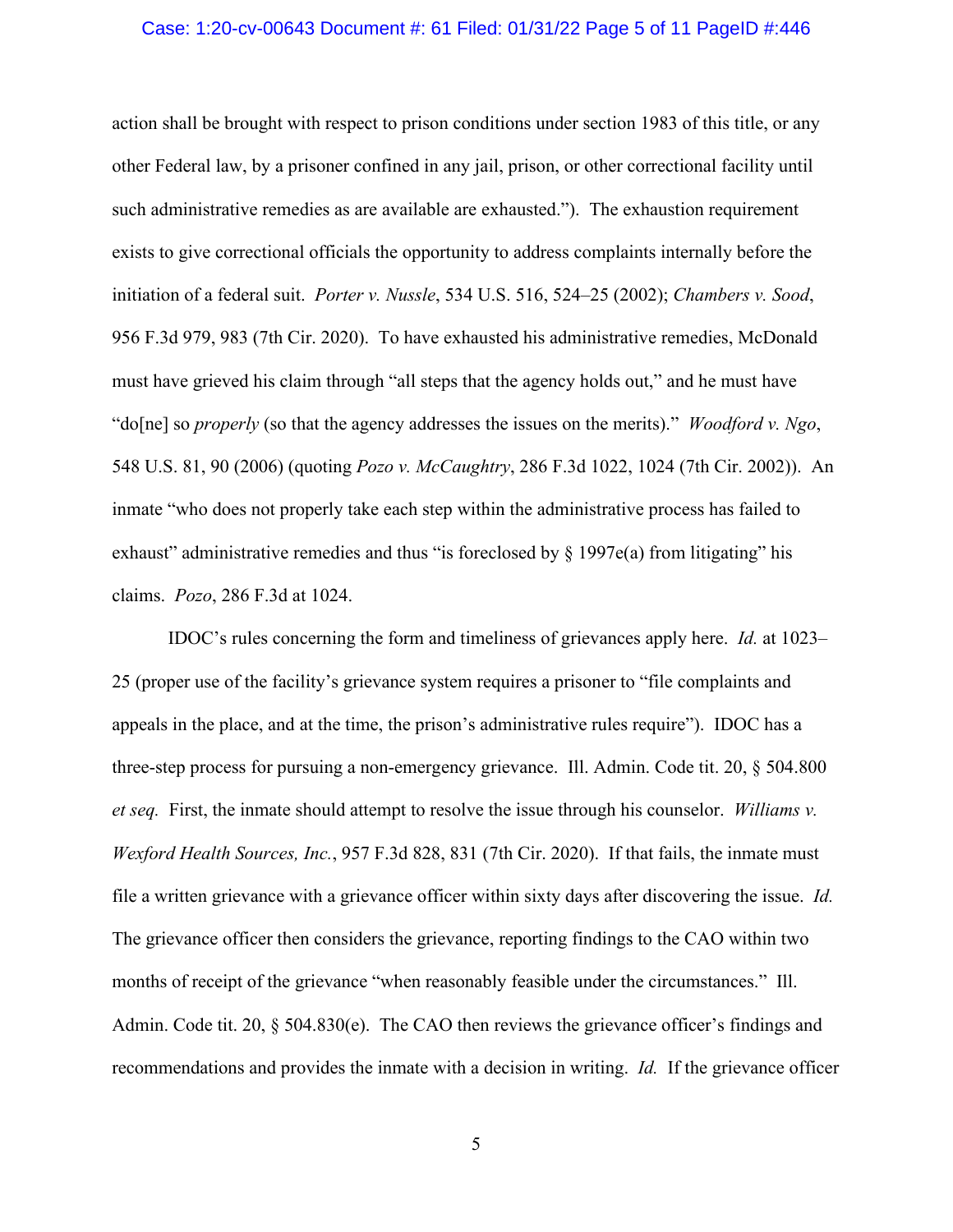action shall be brought with respect to prison conditions under section 1983 of this title, or any other Federal law, by a prisoner confined in any jail, prison, or other correctional facility until such administrative remedies as are available are exhausted."). The exhaustion requirement exists to give correctional officials the opportunity to address complaints internally before the initiation of a federal suit. *Porter v. Nussle*, 534 U.S. 516, 524–25 (2002); *Chambers v. Sood*, 956 F.3d 979, 983 (7th Cir. 2020). To have exhausted his administrative remedies, McDonald must have grieved his claim through "all steps that the agency holds out," and he must have "do[ne] so *properly* (so that the agency addresses the issues on the merits)." *Woodford v. Ngo*, 548 U.S. 81, 90 (2006) (quoting *Pozo v. McCaughtry*, 286 F.3d 1022, 1024 (7th Cir. 2002)). An inmate "who does not properly take each step within the administrative process has failed to exhaust" administrative remedies and thus "is foreclosed by § 1997e(a) from litigating" his claims. *Pozo*, 286 F.3d at 1024.

IDOC's rules concerning the form and timeliness of grievances apply here. *Id.* at 1023–25 (proper use of the facility's grievance system requires a prisoner to "file complaints and appeals in the place, and at the time, the prison's administrative rules require"). IDOC has a three-step process for pursuing a non-emergency grievance. Ill. Admin. Code tit. 20, § 504.800 *et seq.* First, the inmate should attempt to resolve the issue through his counselor. *Williams v. Wexford Health Sources, Inc.*, 957 F.3d 828, 831 (7th Cir. 2020). If that fails, the inmate must file a written grievance with a grievance officer within sixty days after discovering the issue. *Id.* The grievance officer then considers the grievance, reporting findings to the CAO within two months of receipt of the grievance "when reasonably feasible under the circumstances." Ill. Admin. Code tit. 20, § 504.830(e). The CAO then reviews the grievance officer's findings and recommendations and provides the inmate with a decision in writing. *Id.* If the grievance officer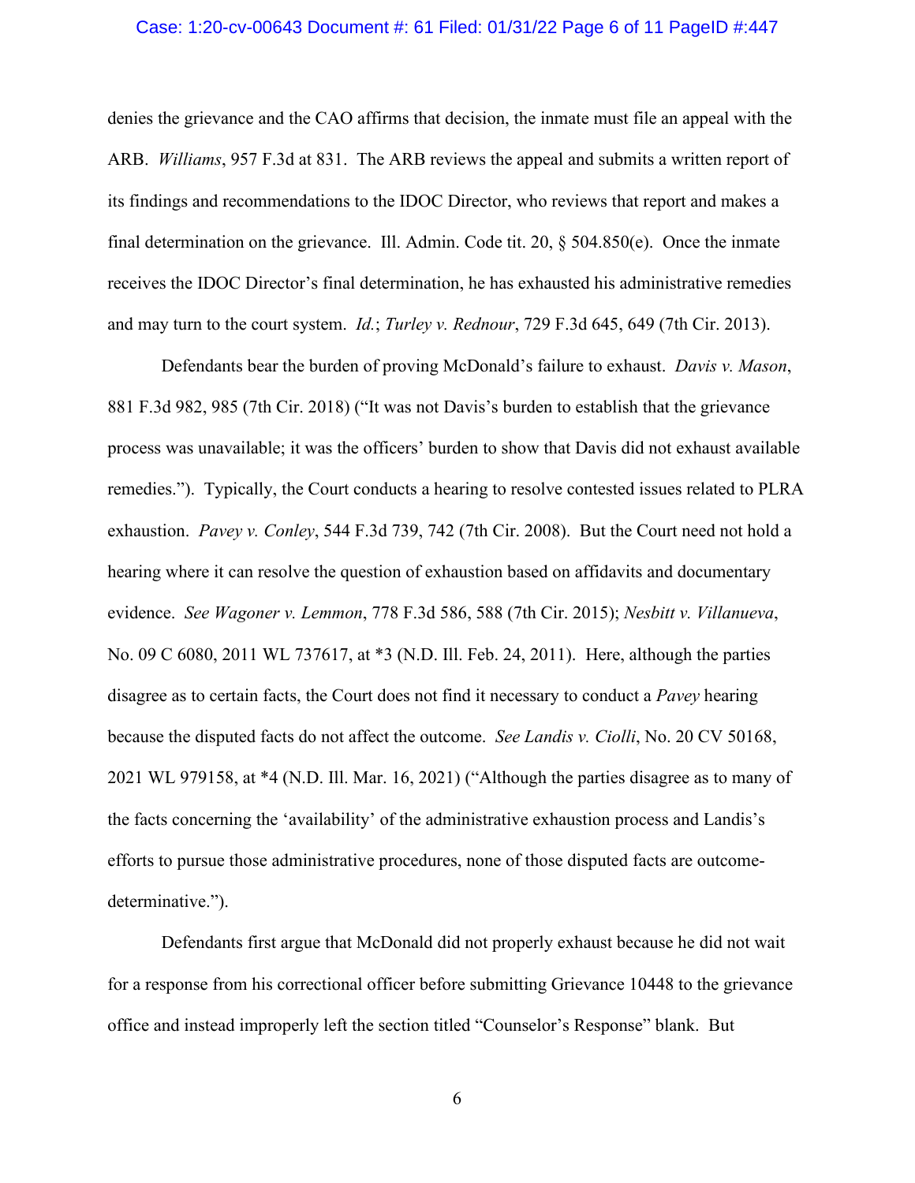denies the grievance and the CAO affirms that decision, the inmate must file an appeal with the ARB. *Williams*, 957 F.3d at 831. The ARB reviews the appeal and submits a written report of its findings and recommendations to the IDOC Director, who reviews that report and makes a final determination on the grievance. Ill. Admin. Code tit. 20, § 504.850(e). Once the inmate receives the IDOC Director's final determination, he has exhausted his administrative remedies and may turn to the court system. *Id.*; *Turley v. Rednour*, 729 F.3d 645, 649 (7th Cir. 2013).

Defendants bear the burden of proving McDonald's failure to exhaust. *Davis v. Mason*, 881 F.3d 982, 985 (7th Cir. 2018) ("It was not Davis's burden to establish that the grievance process was unavailable; it was the officers' burden to show that Davis did not exhaust available remedies."). Typically, the Court conducts a hearing to resolve contested issues related to PLRA exhaustion. *Pavey v. Conley*, 544 F.3d 739, 742 (7th Cir. 2008). But the Court need not hold a hearing where it can resolve the question of exhaustion based on affidavits and documentary evidence. *See Wagoner v. Lemmon*, 778 F.3d 586, 588 (7th Cir. 2015); *Nesbitt v. Villanueva*, No. 09 C 6080, 2011 WL 737617, at *3 (N.D. Ill. Feb. 24, 2011). Here, although the parties disagree as to certain facts, the Court does not find it necessary to conduct a *Pavey* hearing because the disputed facts do not affect the outcome. *See Landis v. Ciolli*, No. 20 CV 50168, 2021 WL 979158, at *4 (N.D. Ill. Mar. 16, 2021) ("Although the parties disagree as to many of the facts concerning the 'availability' of the administrative exhaustion process and Landis's efforts to pursue those administrative procedures, none of those disputed facts are outcome-determinative.").

Defendants first argue that McDonald did not properly exhaust because he did not wait for a response from his correctional officer before submitting Grievance 10448 to the grievance office and instead improperly left the section titled "Counselor's Response" blank. But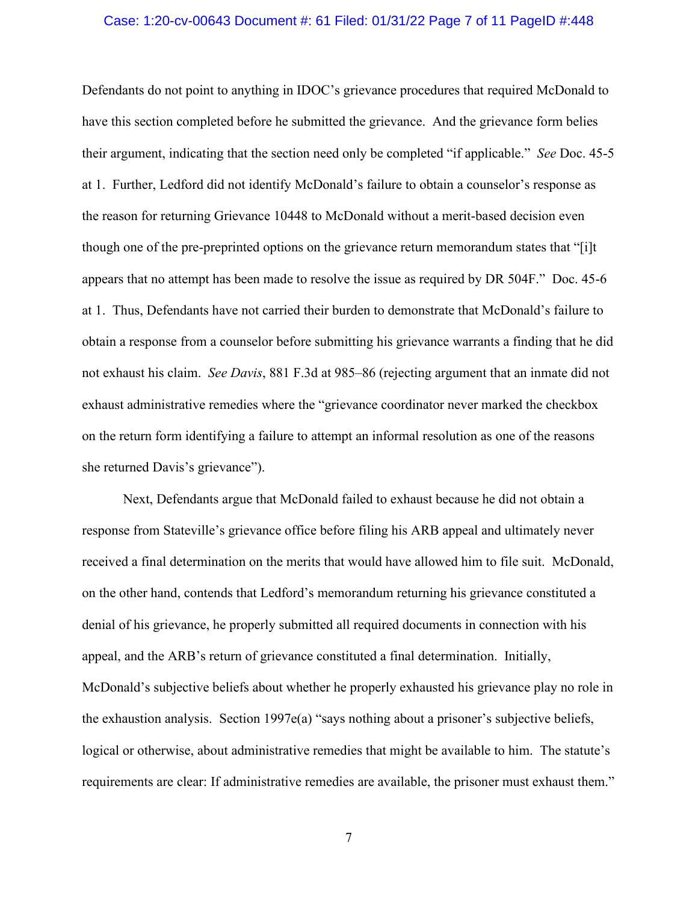Defendants do not point to anything in IDOC's grievance procedures that required McDonald to have this section completed before he submitted the grievance. And the grievance form belies their argument, indicating that the section need only be completed "if applicable." *See* Doc. 45-5 at 1. Further, Ledford did not identify McDonald's failure to obtain a counselor's response as the reason for returning Grievance 10448 to McDonald without a merit-based decision even though one of the pre-preprinted options on the grievance return memorandum states that "[i]t appears that no attempt has been made to resolve the issue as required by DR 504F." Doc. 45-6 at 1. Thus, Defendants have not carried their burden to demonstrate that McDonald's failure to obtain a response from a counselor before submitting his grievance warrants a finding that he did not exhaust his claim. *See Davis*, 881 F.3d at 985–86 (rejecting argument that an inmate did not exhaust administrative remedies where the "grievance coordinator never marked the checkbox on the return form identifying a failure to attempt an informal resolution as one of the reasons she returned Davis's grievance").

Next, Defendants argue that McDonald failed to exhaust because he did not obtain a response from Stateville's grievance office before filing his ARB appeal and ultimately never received a final determination on the merits that would have allowed him to file suit. McDonald, on the other hand, contends that Ledford's memorandum returning his grievance constituted a denial of his grievance, he properly submitted all required documents in connection with his appeal, and the ARB's return of grievance constituted a final determination. Initially, McDonald's subjective beliefs about whether he properly exhausted his grievance play no role in the exhaustion analysis. Section 1997e(a) "says nothing about a prisoner's subjective beliefs, logical or otherwise, about administrative remedies that might be available to him. The statute's requirements are clear: If administrative remedies are available, the prisoner must exhaust them."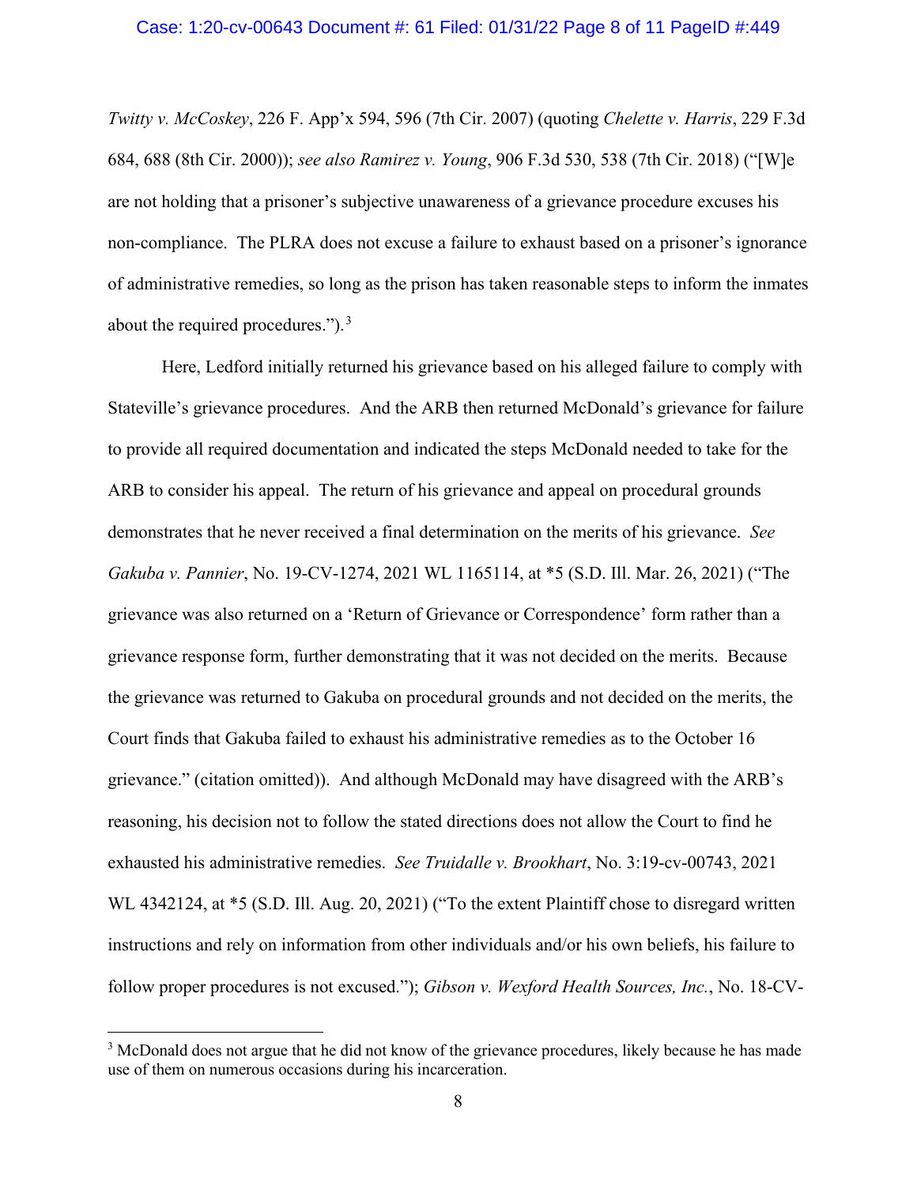*Twitty v. McCoskey*, 226 F. App'x 594, 596 (7th Cir. 2007) (quoting *Chelette v. Harris*, 229 F.3d 684, 688 (8th Cir. 2000)); *see also Ramirez v. Young*, 906 F.3d 530, 538 (7th Cir. 2018) ("[W]e are not holding that a prisoner's subjective unawareness of a grievance procedure excuses his non-compliance. The PLRA does not excuse a failure to exhaust based on a prisoner's ignorance of administrative remedies, so long as the prison has taken reasonable steps to inform the inmates about the required procedures.").[3]

Here, Ledford initially returned his grievance based on his alleged failure to comply with Stateville's grievance procedures. And the ARB then returned McDonald's grievance for failure to provide all required documentation and indicated the steps McDonald needed to take for the ARB to consider his appeal. The return of his grievance and appeal on procedural grounds demonstrates that he never received a final determination on the merits of his grievance. *See Gakuba v. Pannier*, No. 19-CV-1274, 2021 WL 1165114, at *5 (S.D. Ill. Mar. 26, 2021) ("The grievance was also returned on a 'Return of Grievance or Correspondence' form rather than a grievance response form, further demonstrating that it was not decided on the merits. Because the grievance was returned to Gakuba on procedural grounds and not decided on the merits, the Court finds that Gakuba failed to exhaust his administrative remedies as to the October 16 grievance." (citation omitted)). And although McDonald may have disagreed with the ARB's reasoning, his decision not to follow the stated directions does not allow the Court to find he exhausted his administrative remedies. *See Truidalle v. Brookhart*, No. 3:19-cv-00743, 2021 WL 4342124, at *5 (S.D. Ill. Aug. 20, 2021) ("To the extent Plaintiff chose to disregard written instructions and rely on information from other individuals and/or his own beliefs, his failure to follow proper procedures is not excused."); *Gibson v. Wexford Health Sources, Inc.*, No. 18-CV-

[3] McDonald does not argue that he did not know of the grievance procedures, likely because he has made use of them on numerous occasions during his incarceration.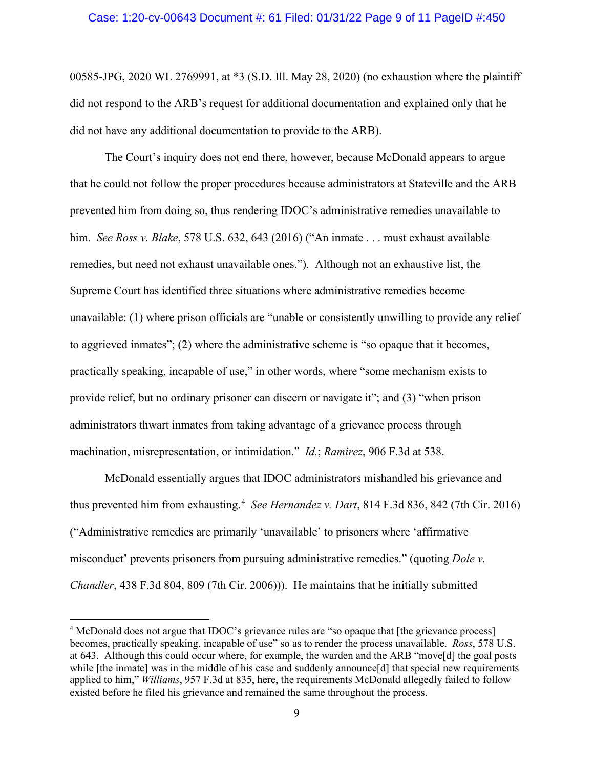00585-JPG, 2020 WL 2769991, at *3 (S.D. Ill. May 28, 2020) (no exhaustion where the plaintiff did not respond to the ARB's request for additional documentation and explained only that he did not have any additional documentation to provide to the ARB).

The Court's inquiry does not end there, however, because McDonald appears to argue that he could not follow the proper procedures because administrators at Stateville and the ARB prevented him from doing so, thus rendering IDOC's administrative remedies unavailable to him. *See Ross v. Blake*, 578 U.S. 632, 643 (2016) ("An inmate . . . must exhaust available remedies, but need not exhaust unavailable ones."). Although not an exhaustive list, the Supreme Court has identified three situations where administrative remedies become unavailable: (1) where prison officials are "unable or consistently unwilling to provide any relief to aggrieved inmates"; (2) where the administrative scheme is "so opaque that it becomes, practically speaking, incapable of use," in other words, where "some mechanism exists to provide relief, but no ordinary prisoner can discern or navigate it"; and (3) "when prison administrators thwart inmates from taking advantage of a grievance process through machination, misrepresentation, or intimidation." *Id.*; *Ramirez*, 906 F.3d at 538.

McDonald essentially argues that IDOC administrators mishandled his grievance and thus prevented him from exhausting.[4] *See Hernandez v. Dart*, 814 F.3d 836, 842 (7th Cir. 2016) ("Administrative remedies are primarily 'unavailable' to prisoners where 'affirmative misconduct' prevents prisoners from pursuing administrative remedies." (quoting *Dole v. Chandler*, 438 F.3d 804, 809 (7th Cir. 2006))). He maintains that he initially submitted

---

[4] McDonald does not argue that IDOC's grievance rules are "so opaque that [the grievance process] becomes, practically speaking, incapable of use" so as to render the process unavailable. *Ross*, 578 U.S. at 643. Although this could occur where, for example, the warden and the ARB "move[d] the goal posts while [the inmate] was in the middle of his case and suddenly announce[d] that special new requirements applied to him," *Williams*, 957 F.3d at 835, here, the requirements McDonald allegedly failed to follow existed before he filed his grievance and remained the same throughout the process.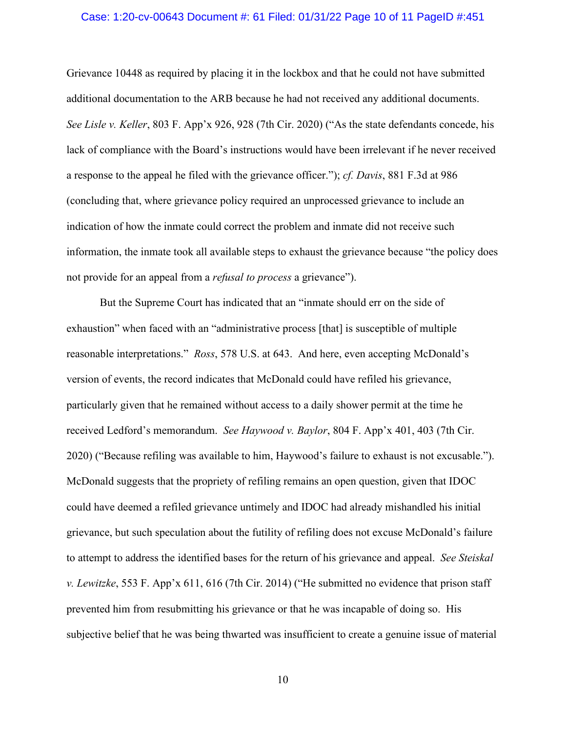Grievance 10448 as required by placing it in the lockbox and that he could not have submitted additional documentation to the ARB because he had not received any additional documents. *See Lisle v. Keller*, 803 F. App'x 926, 928 (7th Cir. 2020) ("As the state defendants concede, his lack of compliance with the Board's instructions would have been irrelevant if he never received a response to the appeal he filed with the grievance officer."); *cf. Davis*, 881 F.3d at 986 (concluding that, where grievance policy required an unprocessed grievance to include an indication of how the inmate could correct the problem and inmate did not receive such information, the inmate took all available steps to exhaust the grievance because "the policy does not provide for an appeal from a *refusal to process* a grievance").

But the Supreme Court has indicated that an "inmate should err on the side of exhaustion" when faced with an "administrative process [that] is susceptible of multiple reasonable interpretations." *Ross*, 578 U.S. at 643. And here, even accepting McDonald's version of events, the record indicates that McDonald could have refiled his grievance, particularly given that he remained without access to a daily shower permit at the time he received Ledford's memorandum. *See Haywood v. Baylor*, 804 F. App'x 401, 403 (7th Cir. 2020) ("Because refiling was available to him, Haywood's failure to exhaust is not excusable."). McDonald suggests that the propriety of refiling remains an open question, given that IDOC could have deemed a refiled grievance untimely and IDOC had already mishandled his initial grievance, but such speculation about the futility of refiling does not excuse McDonald's failure to attempt to address the identified bases for the return of his grievance and appeal. *See Steiskal v. Lewitzke*, 553 F. App'x 611, 616 (7th Cir. 2014) ("He submitted no evidence that prison staff prevented him from resubmitting his grievance or that he was incapable of doing so. His subjective belief that he was being thwarted was insufficient to create a genuine issue of material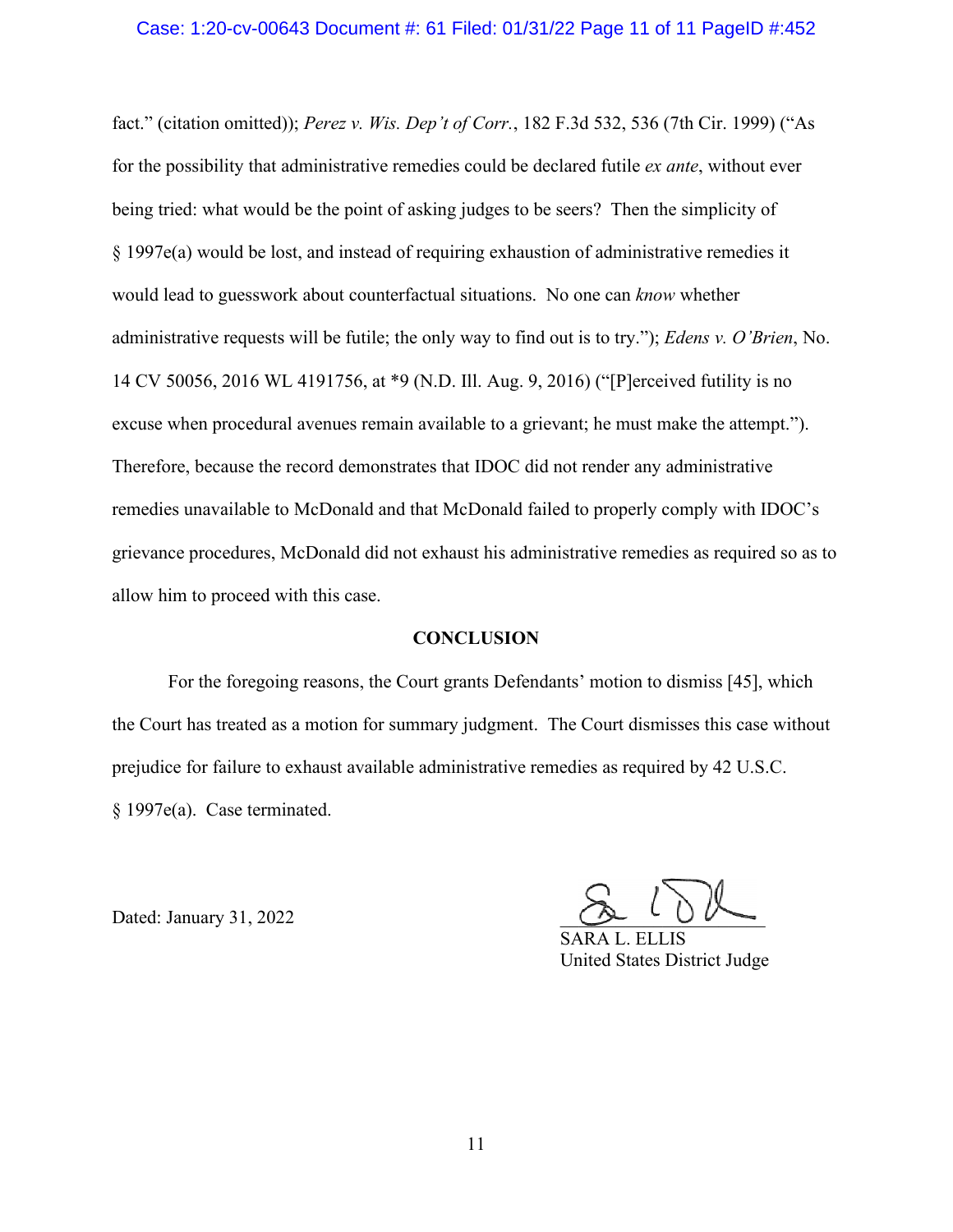fact." (citation omitted)); *Perez v. Wis. Dep't of Corr.*, 182 F.3d 532, 536 (7th Cir. 1999) ("As for the possibility that administrative remedies could be declared futile *ex ante*, without ever being tried: what would be the point of asking judges to be seers? Then the simplicity of § 1997e(a) would be lost, and instead of requiring exhaustion of administrative remedies it would lead to guesswork about counterfactual situations. No one can *know* whether administrative requests will be futile; the only way to find out is to try."); *Edens v. O'Brien*, No. 14 CV 50056, 2016 WL 4191756, at *9 (N.D. Ill. Aug. 9, 2016) ("[P]erceived futility is no excuse when procedural avenues remain available to a grievant; he must make the attempt."). Therefore, because the record demonstrates that IDOC did not render any administrative remedies unavailable to McDonald and that McDonald failed to properly comply with IDOC's grievance procedures, McDonald did not exhaust his administrative remedies as required so as to allow him to proceed with this case.

## CONCLUSION

For the foregoing reasons, the Court grants Defendants' motion to dismiss [45], which the Court has treated as a motion for summary judgment. The Court dismisses this case without prejudice for failure to exhaust available administrative remedies as required by 42 U.S.C. § 1997e(a). Case terminated.

Dated: January 31, 2022

SARA L. ELLIS
United States District Judge